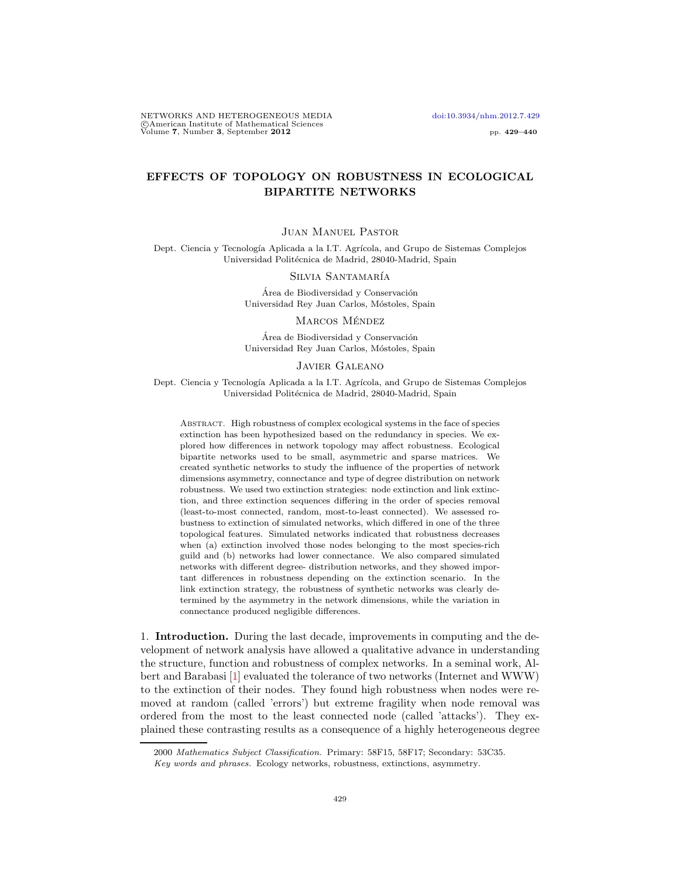# EFFECTS OF TOPOLOGY ON ROBUSTNESS IN ECOLOGICAL BIPARTITE NETWORKS

Juan Manuel Pastor

Dept. Ciencia y Tecnología Aplicada a la I.T. Agrícola, and Grupo de Sistemas Complejos
Universidad Politécnica de Madrid, 28040-Madrid, Spain

Silvia Santamaría

Área de Biodiversidad y Conservación
Universidad Rey Juan Carlos, Móstoles, Spain

Marcos Méndez

Área de Biodiversidad y Conservación
Universidad Rey Juan Carlos, Móstoles, Spain

Javier Galeano

Dept. Ciencia y Tecnología Aplicada a la I.T. Agrícola, and Grupo de Sistemas Complejos
Universidad Politécnica de Madrid, 28040-Madrid, Spain

Abstract. High robustness of complex ecological systems in the face of species extinction has been hypothesized based on the redundancy in species. We explored how differences in network topology may affect robustness. Ecological bipartite networks used to be small, asymmetric and sparse matrices. We created synthetic networks to study the influence of the properties of network dimensions asymmetry, connectance and type of degree distribution on network robustness. We used two extinction strategies: node extinction and link extinction, and three extinction sequences differing in the order of species removal (least-to-most connected, random, most-to-least connected). We assessed robustness to extinction of simulated networks, which differed in one of the three topological features. Simulated networks indicated that robustness decreases when (a) extinction involved those nodes belonging to the most species-rich guild and (b) networks had lower connectance. We also compared simulated networks with different degree- distribution networks, and they showed important differences in robustness depending on the extinction scenario. In the link extinction strategy, the robustness of synthetic networks was clearly determined by the asymmetry in the network dimensions, while the variation in connectance produced negligible differences.

1. **Introduction.** During the last decade, improvements in computing and the development of network analysis have allowed a qualitative advance in understanding the structure, function and robustness of complex networks. In a seminal work, Albert and Barabasi [1] evaluated the tolerance of two networks (Internet and WWW) to the extinction of their nodes. They found high robustness when nodes were removed at random (called 'errors') but extreme fragility when node removal was ordered from the most to the least connected node (called 'attacks'). They explained these contrasting results as a consequence of a highly heterogeneous degree

2000 *Mathematics Subject Classification.* Primary: 58F15, 58F17; Secondary: 53C35.

*Key words and phrases.* Ecology networks, robustness, extinctions, asymmetry.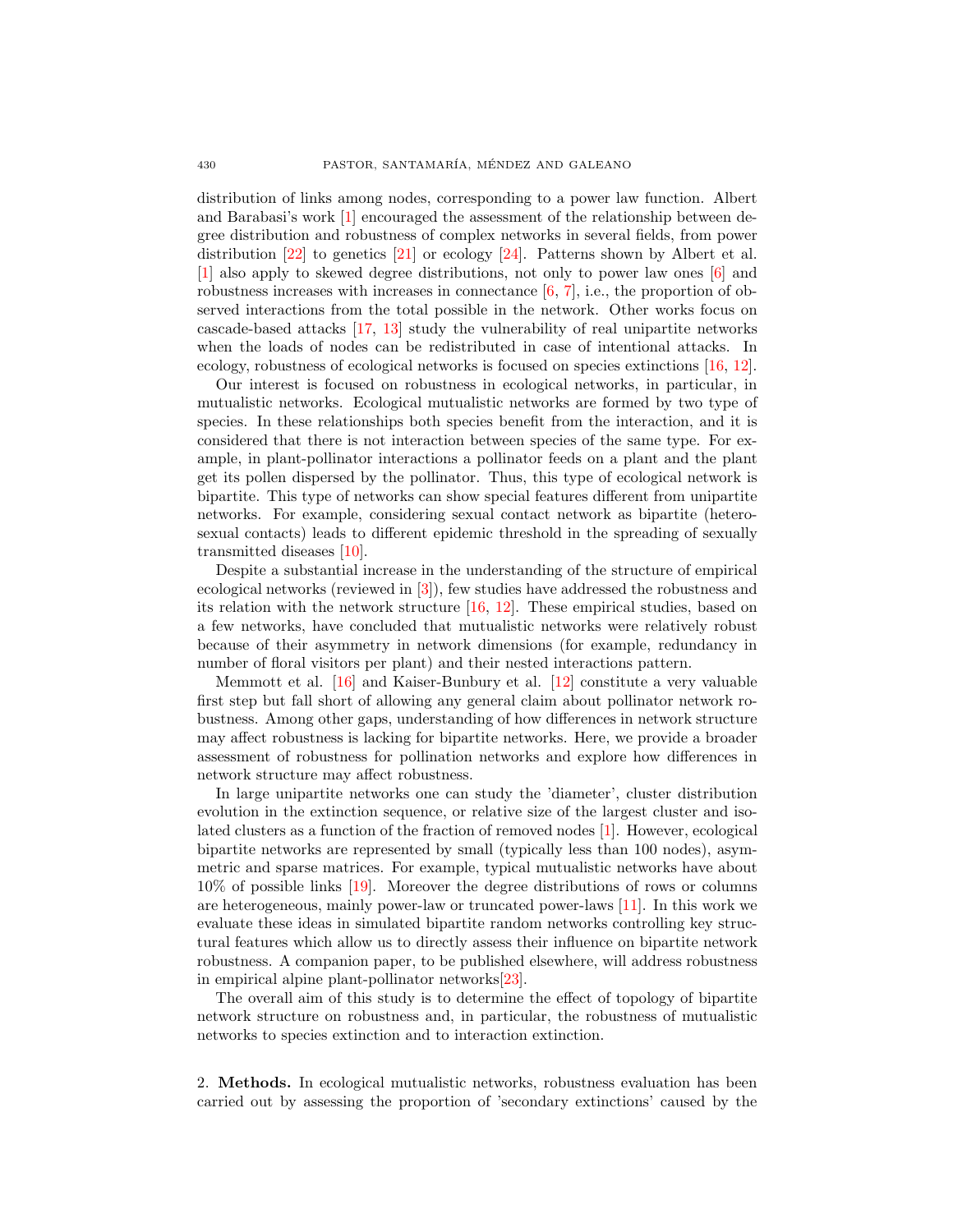distribution of links among nodes, corresponding to a power law function. Albert and Barabasi's work [1] encouraged the assessment of the relationship between degree distribution and robustness of complex networks in several fields, from power distribution [22] to genetics [21] or ecology [24]. Patterns shown by Albert et al. [1] also apply to skewed degree distributions, not only to power law ones [6] and robustness increases with increases in connectance [6, 7], i.e., the proportion of observed interactions from the total possible in the network. Other works focus on cascade-based attacks [17, 13] study the vulnerability of real unipartite networks when the loads of nodes can be redistributed in case of intentional attacks. In ecology, robustness of ecological networks is focused on species extinctions [16, 12].

Our interest is focused on robustness in ecological networks, in particular, in mutualistic networks. Ecological mutualistic networks are formed by two type of species. In these relationships both species benefit from the interaction, and it is considered that there is not interaction between species of the same type. For example, in plant-pollinator interactions a pollinator feeds on a plant and the plant get its pollen dispersed by the pollinator. Thus, this type of ecological network is bipartite. This type of networks can show special features different from unipartite networks. For example, considering sexual contact network as bipartite (heterosexual contacts) leads to different epidemic threshold in the spreading of sexually transmitted diseases [10].

Despite a substantial increase in the understanding of the structure of empirical ecological networks (reviewed in [3]), few studies have addressed the robustness and its relation with the network structure [16, 12]. These empirical studies, based on a few networks, have concluded that mutualistic networks were relatively robust because of their asymmetry in network dimensions (for example, redundancy in number of floral visitors per plant) and their nested interactions pattern.

Memmott et al. [16] and Kaiser-Bunbury et al. [12] constitute a very valuable first step but fall short of allowing any general claim about pollinator network robustness. Among other gaps, understanding of how differences in network structure may affect robustness is lacking for bipartite networks. Here, we provide a broader assessment of robustness for pollination networks and explore how differences in network structure may affect robustness.

In large unipartite networks one can study the 'diameter', cluster distribution evolution in the extinction sequence, or relative size of the largest cluster and isolated clusters as a function of the fraction of removed nodes [1]. However, ecological bipartite networks are represented by small (typically less than 100 nodes), asymmetric and sparse matrices. For example, typical mutualistic networks have about 10% of possible links [19]. Moreover the degree distributions of rows or columns are heterogeneous, mainly power-law or truncated power-laws [11]. In this work we evaluate these ideas in simulated bipartite random networks controlling key structural features which allow us to directly assess their influence on bipartite network robustness. A companion paper, to be published elsewhere, will address robustness in empirical alpine plant-pollinator networks[23].

The overall aim of this study is to determine the effect of topology of bipartite network structure on robustness and, in particular, the robustness of mutualistic networks to species extinction and to interaction extinction.

## 2. **Methods.**

In ecological mutualistic networks, robustness evaluation has been carried out by assessing the proportion of 'secondary extinctions' caused by the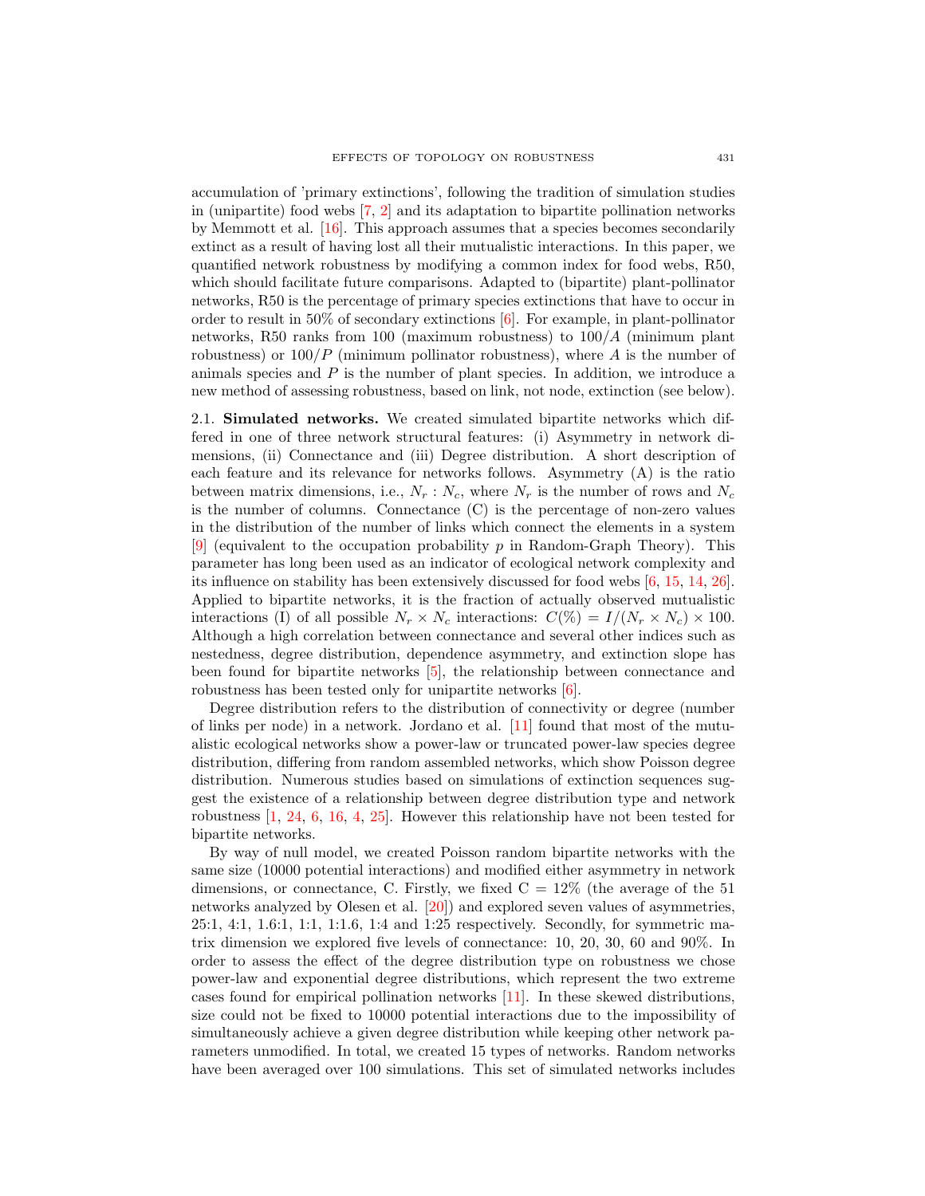accumulation of 'primary extinctions', following the tradition of simulation studies in (unipartite) food webs [7, 2] and its adaptation to bipartite pollination networks by Memmott et al. [16]. This approach assumes that a species becomes secondarily extinct as a result of having lost all their mutualistic interactions. In this paper, we quantified network robustness by modifying a common index for food webs, R50, which should facilitate future comparisons. Adapted to (bipartite) plant-pollinator networks, R50 is the percentage of primary species extinctions that have to occur in order to result in 50% of secondary extinctions [6]. For example, in plant-pollinator networks, R50 ranks from 100 (maximum robustness) to $100/A$ (minimum plant robustness) or $100/P$ (minimum pollinator robustness), where $A$ is the number of animals species and $P$ is the number of plant species. In addition, we introduce a new method of assessing robustness, based on link, not node, extinction (see below).

**2.1. Simulated networks.** We created simulated bipartite networks which differed in one of three network structural features: (i) Asymmetry in network dimensions, (ii) Connectance and (iii) Degree distribution. A short description of each feature and its relevance for networks follows. Asymmetry (A) is the ratio between matrix dimensions, i.e., $N_r : N_c$, where $N_r$ is the number of rows and $N_c$ is the number of columns. Connectance (C) is the percentage of non-zero values in the distribution of the number of links which connect the elements in a system [9] (equivalent to the occupation probability $p$ in Random-Graph Theory). This parameter has long been used as an indicator of ecological network complexity and its influence on stability has been extensively discussed for food webs [6, 15, 14, 26]. Applied to bipartite networks, it is the fraction of actually observed mutualistic interactions (I) of all possible $N_r \times N_c$ interactions: $C(\%) = I/(N_r \times N_c) \times 100$. Although a high correlation between connectance and several other indices such as nestedness, degree distribution, dependence asymmetry, and extinction slope has been found for bipartite networks [5], the relationship between connectance and robustness has been tested only for unipartite networks [6].

Degree distribution refers to the distribution of connectivity or degree (number of links per node) in a network. Jordano et al. [11] found that most of the mutualistic ecological networks show a power-law or truncated power-law species degree distribution, differing from random assembled networks, which show Poisson degree distribution. Numerous studies based on simulations of extinction sequences suggest the existence of a relationship between degree distribution type and network robustness [1, 24, 6, 16, 4, 25]. However this relationship have not been tested for bipartite networks.

By way of null model, we created Poisson random bipartite networks with the same size (10000 potential interactions) and modified either asymmetry in network dimensions, or connectance, C. Firstly, we fixed C = 12% (the average of the 51 networks analyzed by Olesen et al. [20]) and explored seven values of asymmetries, 25:1, 4:1, 1.6:1, 1:1, 1:1.6, 1:4 and 1:25 respectively. Secondly, for symmetric matrix dimension we explored five levels of connectance: 10, 20, 30, 60 and 90%. In order to assess the effect of the degree distribution type on robustness we chose power-law and exponential degree distributions, which represent the two extreme cases found for empirical pollination networks [11]. In these skewed distributions, size could not be fixed to 10000 potential interactions due to the impossibility of simultaneously achieve a given degree distribution while keeping other network parameters unmodified. In total, we created 15 types of networks. Random networks have been averaged over 100 simulations. This set of simulated networks includes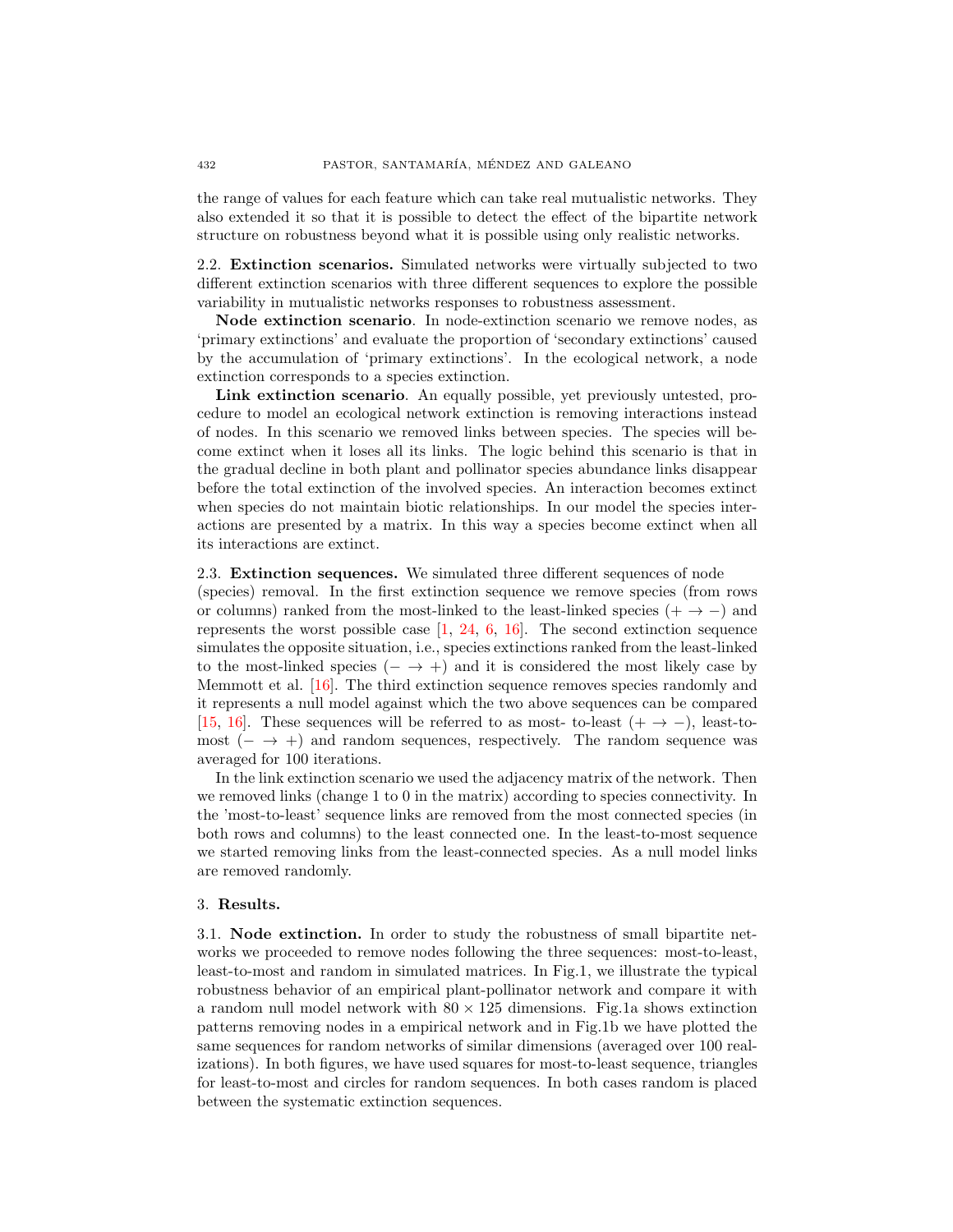the range of values for each feature which can take real mutualistic networks. They also extended it so that it is possible to detect the effect of the bipartite network structure on robustness beyond what it is possible using only realistic networks.

**2.2. Extinction scenarios.** Simulated networks were virtually subjected to two different extinction scenarios with three different sequences to explore the possible variability in mutualistic networks responses to robustness assessment.

**Node extinction scenario**. In node-extinction scenario we remove nodes, as 'primary extinctions' and evaluate the proportion of 'secondary extinctions' caused by the accumulation of 'primary extinctions'. In the ecological network, a node extinction corresponds to a species extinction.

**Link extinction scenario**. An equally possible, yet previously untested, procedure to model an ecological network extinction is removing interactions instead of nodes. In this scenario we removed links between species. The species will become extinct when it loses all its links. The logic behind this scenario is that in the gradual decline in both plant and pollinator species abundance links disappear before the total extinction of the involved species. An interaction becomes extinct when species do not maintain biotic relationships. In our model the species interactions are presented by a matrix. In this way a species become extinct when all its interactions are extinct.

**2.3. Extinction sequences.** We simulated three different sequences of node (species) removal. In the first extinction sequence we remove species (from rows or columns) ranked from the most-linked to the least-linked species ($+ \to -$) and represents the worst possible case [1, 24, 6, 16]. The second extinction sequence simulates the opposite situation, i.e., species extinctions ranked from the least-linked to the most-linked species ($- \to +$) and it is considered the most likely case by Memmott et al. [16]. The third extinction sequence removes species randomly and it represents a null model against which the two above sequences can be compared [15, 16]. These sequences will be referred to as most- to-least ($+ \to -$), least-to-most ($- \to +$) and random sequences, respectively. The random sequence was averaged for 100 iterations.

In the link extinction scenario we used the adjacency matrix of the network. Then we removed links (change 1 to 0 in the matrix) according to species connectivity. In the 'most-to-least' sequence links are removed from the most connected species (in both rows and columns) to the least connected one. In the least-to-most sequence we started removing links from the least-connected species. As a null model links are removed randomly.

## 3. Results.

**3.1. Node extinction.** In order to study the robustness of small bipartite networks we proceeded to remove nodes following the three sequences: most-to-least, least-to-most and random in simulated matrices. In Fig.1, we illustrate the typical robustness behavior of an empirical plant-pollinator network and compare it with a random null model network with $80 \times 125$ dimensions. Fig.1a shows extinction patterns removing nodes in a empirical network and in Fig.1b we have plotted the same sequences for random networks of similar dimensions (averaged over 100 realizations). In both figures, we have used squares for most-to-least sequence, triangles for least-to-most and circles for random sequences. In both cases random is placed between the systematic extinction sequences.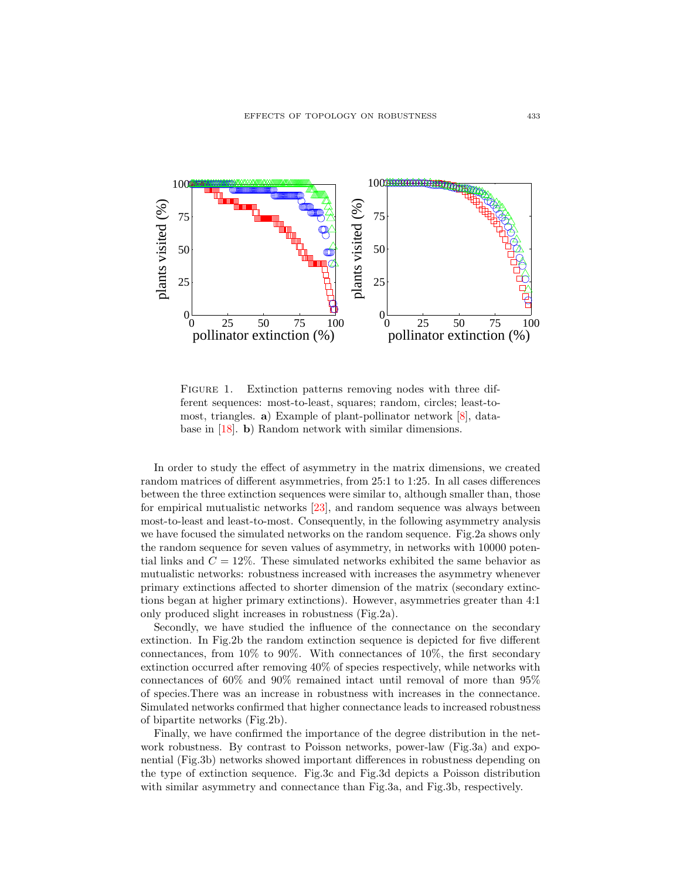Figure 1. Extraction patterns removing nodes with three different sequences: most-to-least, squares; random, circles; least-to-most, triangles. **a**) Example of plant-pollinator network [8], database in [18]. **b**) Random network with similar dimensions.

In order to study the effect of asymmetry in the matrix dimensions, we created random matrices of different asymmetries, from 25:1 to 1:25. In all cases differences between the three extinction sequences were similar to, although smaller than, those for empirical mutualistic networks [23], and random sequence was always between most-to-least and least-to-most. Consequently, in the following asymmetry analysis we have focused the simulated networks on the random sequence. Fig.2a shows only the random sequence for seven values of asymmetry, in networks with 10000 potential links and $C = 12\%$. These simulated networks exhibited the same behavior as mutualistic networks: robustness increased with increases the asymmetry whenever primary extinctions affected to shorter dimension of the matrix (secondary extinctions began at higher primary extinctions). However, asymmetries greater than 4:1 only produced slight increases in robustness (Fig.2a).

Secondly, we have studied the influence of the connectance on the secondary extinction. In Fig.2b the random extinction sequence is depicted for five different connectances, from 10% to 90%. With connectances of 10%, the first secondary extinction occurred after removing 40% of species respectively, while networks with connectances of 60% and 90% remained intact until removal of more than 95% of species.There was an increase in robustness with increases in the connectance. Simulated networks confirmed that higher connectance leads to increased robustness of bipartite networks (Fig.2b).

Finally, we have confirmed the importance of the degree distribution in the network robustness. By contrast to Poisson networks, power-law (Fig.3a) and exponential (Fig.3b) networks showed important differences in robustness depending on the type of extinction sequence. Fig.3c and Fig.3d depicts a Poisson distribution with similar asymmetry and connectance than Fig.3a, and Fig.3b, respectively.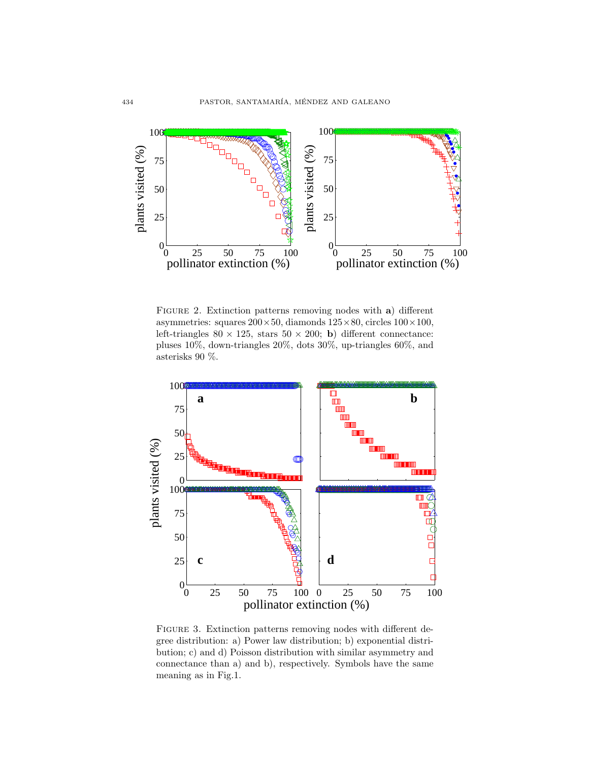Figure 2. Extinction patterns removing nodes with **a**) different asymmetries: squares $200 \times 50$, diamonds $125 \times 80$, circles $100 \times 100$, left-triangles $80 \times 125$, stars $50 \times 200$; **b**) different connectance: pluses 10%, down-triangles 20%, dots 30%, up-triangles 60%, and asterisks 90 %.

Figure 3. Extinction patterns removing nodes with different degree distribution: a) Power law distribution; b) exponential distribution; c) and d) Poisson distribution with similar asymmetry and connectance than a) and b), respectively. Symbols have the same meaning as in Fig.1.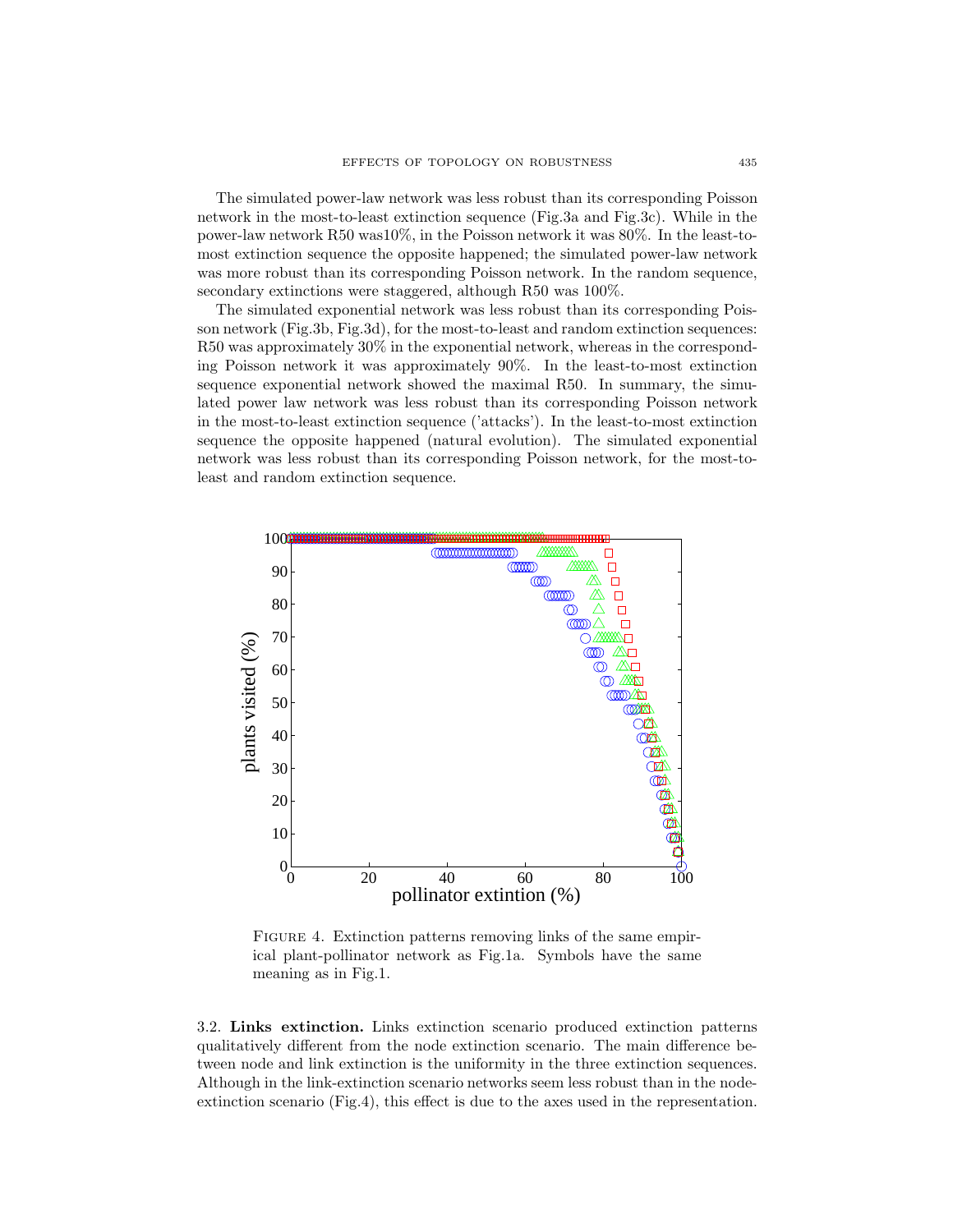The simulated power-law network was less robust than its corresponding Poisson network in the most-to-least extinction sequence (Fig.3a and Fig.3c). While in the power-law network R50 was10%, in the Poisson network it was 80%. In the least-to-most extinction sequence the opposite happened; the simulated power-law network was more robust than its corresponding Poisson network. In the random sequence, secondary extinctions were staggered, although R50 was 100%.

The simulated exponential network was less robust than its corresponding Poisson network (Fig.3b, Fig.3d), for the most-to-least and random extinction sequences: R50 was approximately 30% in the exponential network, whereas in the corresponding Poisson network it was approximately 90%. In the least-to-most extinction sequence exponential network showed the maximal R50. In summary, the simulated power law network was less robust than its corresponding Poisson network in the most-to-least extinction sequence ('attacks'). In the least-to-most extinction sequence the opposite happened (natural evolution). The simulated exponential network was less robust than its corresponding Poisson network, for the most-to-least and random extinction sequence.

Figure 4. Extinction patterns removing links of the same empirical plant-pollinator network as Fig.1a. Symbols have the same meaning as in Fig.1.

3.2. **Links extinction.** Links extinction scenario produced extinction patterns qualitatively different from the node extinction scenario. The main difference between node and link extinction is the uniformity in the three extinction sequences. Although in the link-extinction scenario networks seem less robust than in the node-extinction scenario (Fig.4), this effect is due to the axes used in the representation.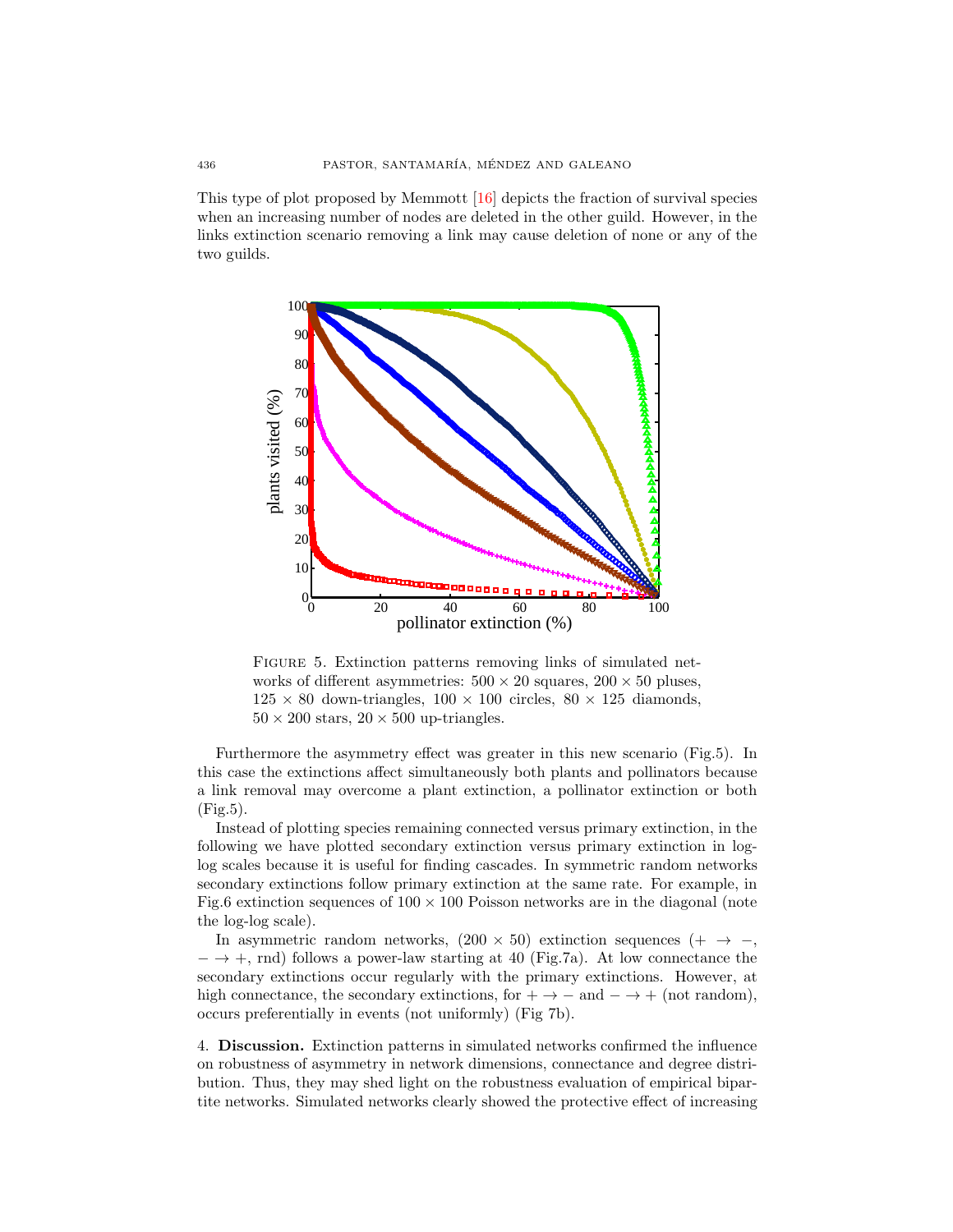This type of plot proposed by Memmott [16] depicts the fraction of survival species when an increasing number of nodes are deleted in the other guild. However, in the links extinction scenario removing a link may cause deletion of none or any of the two guilds.

Figure 5. Extinction patterns removing links of simulated networks of different asymmetries: $500 \times 20$ squares, $200 \times 50$ pluses, $125 \times 80$ down-triangles, $100 \times 100$ circles, $80 \times 125$ diamonds, $50 \times 200$ stars, $20 \times 500$ up-triangles.

Furthermore the asymmetry effect was greater in this new scenario (Fig.5). In this case the extinctions affect simultaneously both plants and pollinators because a link removal may overcome a plant extinction, a pollinator extinction or both (Fig.5).

Instead of plotting species remaining connected versus primary extinction, in the following we have plotted secondary extinction versus primary extinction in log-log scales because it is useful for finding cascades. In symmetric random networks secondary extinctions follow primary extinction at the same rate. For example, in Fig.6 extinction sequences of $100 \times 100$ Poisson networks are in the diagonal (note the log-log scale).

In asymmetric random networks, ($200 \times 50$) extinction sequences ($+ \rightarrow -$, $- \rightarrow +$, rnd) follows a power-law starting at 40 (Fig.7a). At low connectance the secondary extinctions occur regularly with the primary extinctions. However, at high connectance, the secondary extinctions, for $+ \rightarrow -$ and $- \rightarrow +$ (not random), occurs preferentially in events (not uniformly) (Fig 7b).

## 4. Discussion.

Extinction patterns in simulated networks confirmed the influence on robustness of asymmetry in network dimensions, connectance and degree distribution. Thus, they may shed light on the robustness evaluation of empirical bipartite networks. Simulated networks clearly showed the protective effect of increasing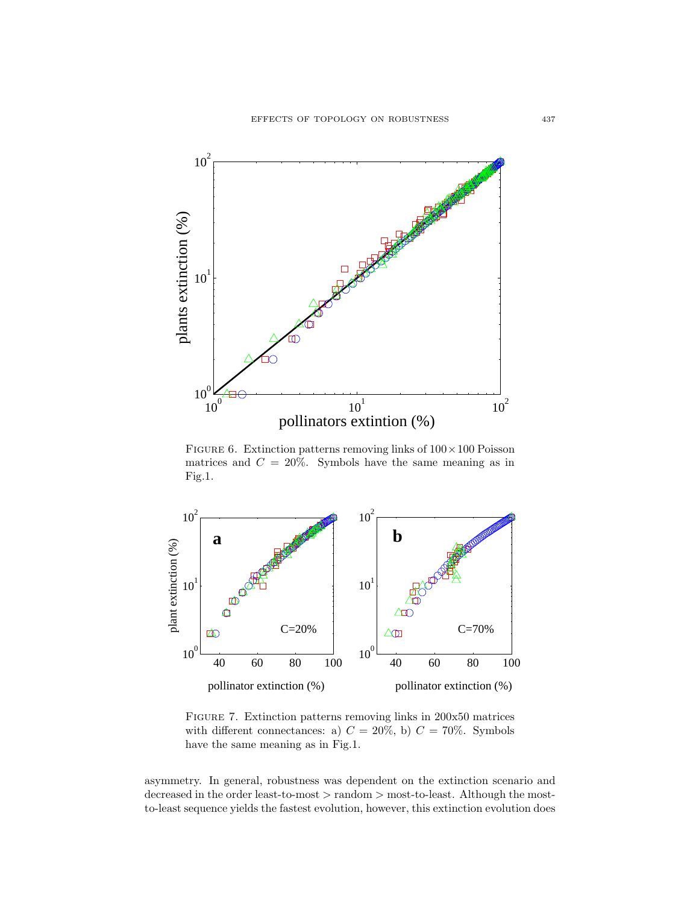FIGURE 6. Extinction patterns removing links of $100 \times 100$ Poisson matrices and $C = 20\%$. Symbols have the same meaning as in Fig.1.

FIGURE 7. Extinction patterns removing links in 200x50 matrices with different connectances: a) $C = 20\%$, b) $C = 70\%$. Symbols have the same meaning as in Fig.1.

asymmetry. In general, robustness was dependent on the extinction scenario and decreased in the order least-to-most > random > most-to-least. Although the most-to-least sequence yields the fastest evolution, however, this extinction evolution does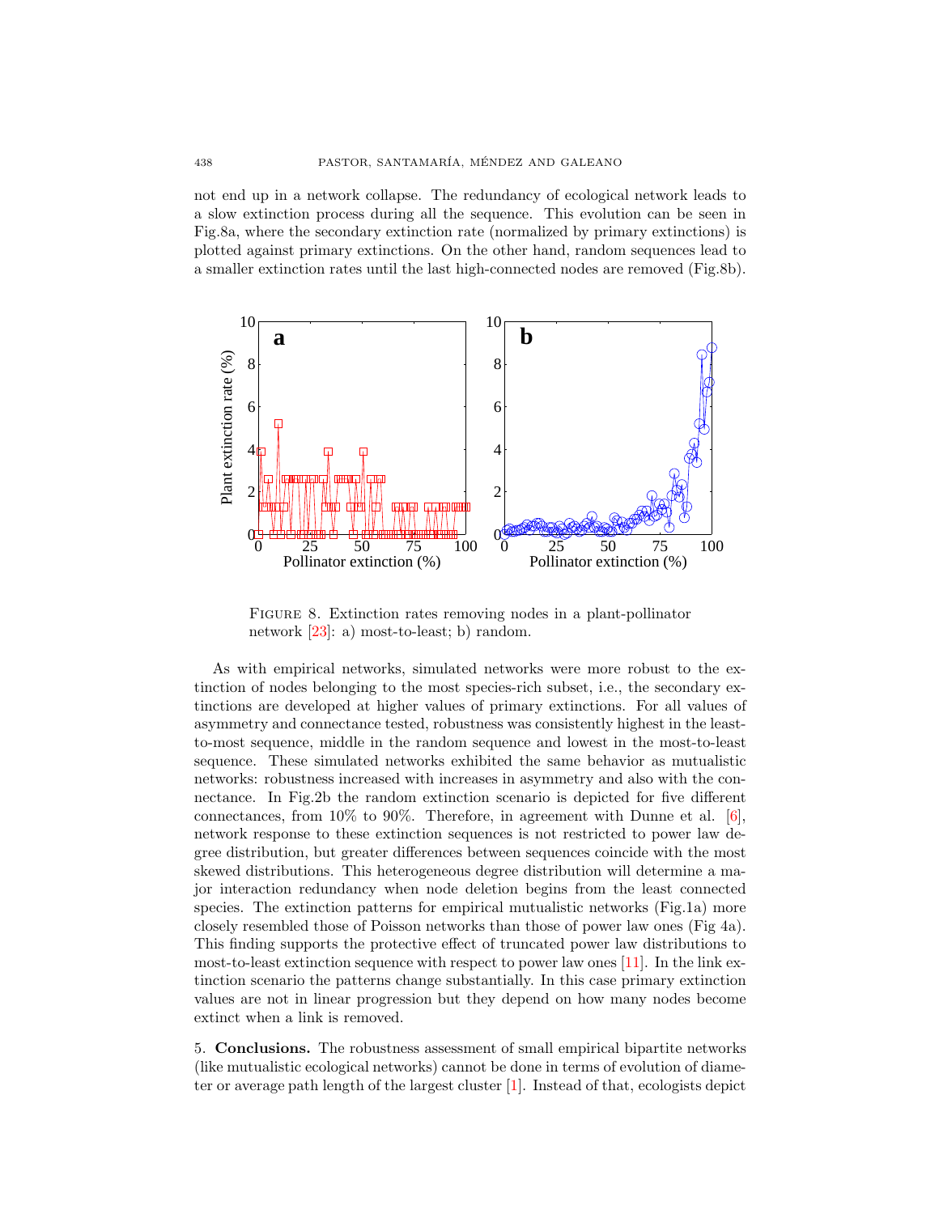not end up in a network collapse. The redundancy of ecological network leads to a slow extinction process during all the sequence. This evolution can be seen in Fig.8a, where the secondary extinction rate (normalized by primary extinctions) is plotted against primary extinctions. On the other hand, random sequences lead to a smaller extinction rates until the last high-connected nodes are removed (Fig.8b).

FIGURE 8. Extinction rates removing nodes in a plant-pollinator network [23]: a) most-to-least; b) random.

As with empirical networks, simulated networks were more robust to the extinction of nodes belonging to the most species-rich subset, i.e., the secondary extinctions are developed at higher values of primary extinctions. For all values of asymmetry and connectance tested, robustness was consistently highest in the least-to-most sequence, middle in the random sequence and lowest in the most-to-least sequence. These simulated networks exhibited the same behavior as mutualistic networks: robustness increased with increases in asymmetry and also with the connectance. In Fig.2b the random extinction scenario is depicted for five different connectances, from 10% to 90%. Therefore, in agreement with Dunne et al. [6], network response to these extinction sequences is not restricted to power law degree distribution, but greater differences between sequences coincide with the most skewed distributions. This heterogeneous degree distribution will determine a major interaction redundancy when node deletion begins from the least connected species. The extinction patterns for empirical mutualistic networks (Fig.1a) more closely resembled those of Poisson networks than those of power law ones (Fig 4a). This finding supports the protective effect of truncated power law distributions to most-to-least extinction sequence with respect to power law ones [11]. In the link extinction scenario the patterns change substantially. In this case primary extinction values are not in linear progression but they depend on how many nodes become extinct when a link is removed.

5. **Conclusions.** The robustness assessment of small empirical bipartite networks (like mutualistic ecological networks) cannot be done in terms of evolution of diameter or average path length of the largest cluster [1]. Instead of that, ecologists depict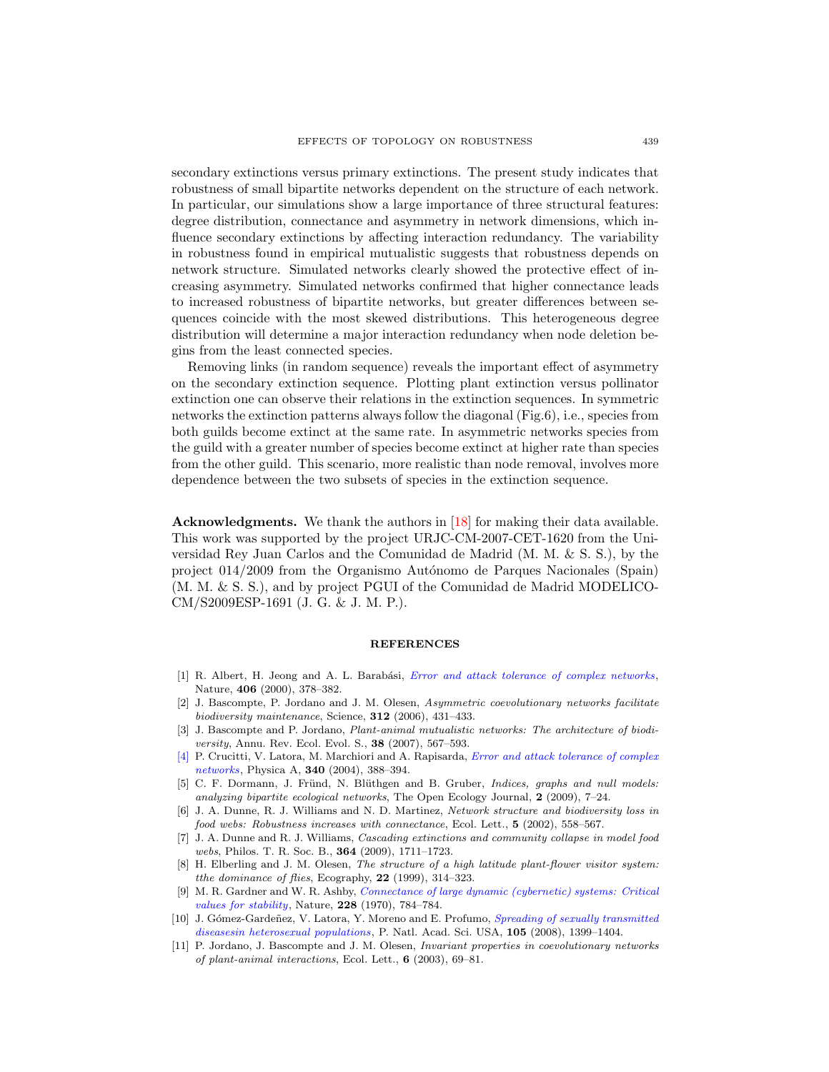secondary extinctions versus primary extinctions. The present study indicates that robustness of small bipartite networks dependent on the structure of each network. In particular, our simulations show a large importance of three structural features: degree distribution, connectance and asymmetry in network dimensions, which influence secondary extinctions by affecting interaction redundancy. The variability in robustness found in empirical mutualistic suggests that robustness depends on network structure. Simulated networks clearly showed the protective effect of increasing asymmetry. Simulated networks confirmed that higher connectance leads to increased robustness of bipartite networks, but greater differences between sequences coincide with the most skewed distributions. This heterogeneous degree distribution will determine a major interaction redundancy when node deletion begins from the least connected species.

Removing links (in random sequence) reveals the important effect of asymmetry on the secondary extinction sequence. Plotting plant extinction versus pollinator extinction one can observe their relations in the extinction sequences. In symmetric networks the extinction patterns always follow the diagonal (Fig.6), i.e., species from both guilds become extinct at the same rate. In asymmetric networks species from the guild with a greater number of species become extinct at higher rate than species from the other guild. This scenario, more realistic than node removal, involves more dependence between the two subsets of species in the extinction sequence.

**Acknowledgments.** We thank the authors in [18] for making their data available. This work was supported by the project URJC-CM-2007-CET-1620 from the Universidad Rey Juan Carlos and the Comunidad de Madrid (M. M. & S. S.), by the project 014/2009 from the Organismo Autónomo de Parques Nacionales (Spain) (M. M. & S. S.), and by project PGUI of the Comunidad de Madrid MODELICO-CM/S2009ESP-1691 (J. G. & J. M. P.).

## REFERENCES

[1] R. Albert, H. Jeong and A. L. Barabási, *Error and attack tolerance of complex networks*, Nature, **406** (2000), 378–382.

[2] J. Bascompte, P. Jordano and J. M. Olesen, *Asymmetric coevolutionary networks facilitate biodiversity maintenance*, Science, **312** (2006), 431–433.

[3] J. Bascompte and P. Jordano, *Plant-animal mutualistic networks: The architecture of biodiversity*, Annu. Rev. Ecol. Evol. S., **38** (2007), 567–593.

[4] P. Crucitti, V. Latora, M. Marchiori and A. Rapisarda, *Error and attack tolerance of complex networks*, Physica A, **340** (2004), 388–394.

[5] C. F. Dormann, J. Fründ, N. Blüthgen and B. Gruber, *Indices, graphs and null models: analyzing bipartite ecological networks*, The Open Ecology Journal, **2** (2009), 7–24.

[6] J. A. Dunne, R. J. Williams and N. D. Martinez, *Network structure and biodiversity loss in food webs: Robustness increases with connectance*, Ecol. Lett., **5** (2002), 558–567.

[7] J. A. Dunne and R. J. Williams, *Cascading extinctions and community collapse in model food webs*, Philos. T. R. Soc. B., **364** (2009), 1711–1723.

[8] H. Elberling and J. M. Olesen, *The structure of a high latitude plant-flower visitor system: tthe dominance of flies*, Ecography, **22** (1999), 314–323.

[9] M. R. Gardner and W. R. Ashby, *Connectance of large dynamic (cybernetic) systems: Critical values for stability*, Nature, **228** (1970), 784–784.

[10] J. Gómez-Gardeñez, V. Latora, Y. Moreno and E. Profumo, *Spreading of sexually transmitted diseasesin heterosexual populations*, P. Natl. Acad. Sci. USA, **105** (2008), 1399–1404.

[11] P. Jordano, J. Bascompte and J. M. Olesen, *Invariant properties in coevolutionary networks of plant-animal interactions*, Ecol. Lett., **6** (2003), 69–81.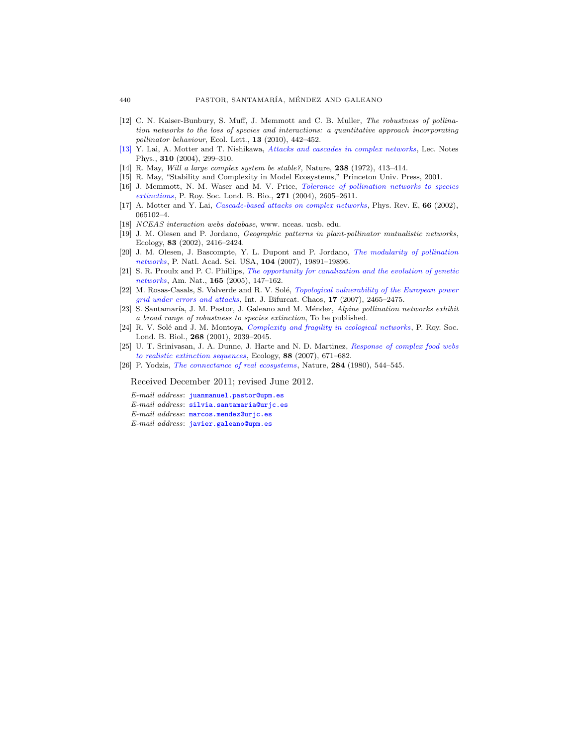[12] C. N. Kaiser-Bunbury, S. Muff, J. Memmott and C. B. Muller, *The robustness of pollination networks to the loss of species and interactions: a quantitative approach incorporating pollinator behaviour*, Ecol. Lett., **13** (2010), 442–452.

[13] Y. Lai, A. Motter and T. Nishikawa, *Attacks and cascades in complex networks*, Lec. Notes Phys., **310** (2004), 299–310.

[14] R. May, *Will a large complex system be stable?*, Nature, **238** (1972), 413–414.

[15] R. May, "Stability and Complexity in Model Ecosystems," Princeton Univ. Press, 2001.

[16] J. Memmott, N. M. Waser and M. V. Price, *Tolerance of pollination networks to species extinctions*, P. Roy. Soc. Lond. B. Bio., **271** (2004), 2605–2611.

[17] A. Motter and Y. Lai, *Cascade-based attacks on complex networks*, Phys. Rev. E, **66** (2002), 065102–4.

[18] *NCEAS interaction webs database*, www. nceas. ucsb. edu.

[19] J. M. Olesen and P. Jordano, *Geographic patterns in plant-pollinator mutualistic networks*, Ecology, **83** (2002), 2416–2424.

[20] J. M. Olesen, J. Bascompte, Y. L. Dupont and P. Jordano, *The modularity of pollination networks*, P. Natl. Acad. Sci. USA, **104** (2007), 19891–19896.

[21] S. R. Proulx and P. C. Phillips, *The opportunity for canalization and the evolution of genetic networks*, Am. Nat., **165** (2005), 147–162.

[22] M. Rosas-Casals, S. Valverde and R. V. Solé, *Topological vulnerability of the European power grid under errors and attacks*, Int. J. Bifurcat. Chaos, **17** (2007), 2465–2475.

[23] S. Santamaría, J. M. Pastor, J. Galeano and M. Méndez, *Alpine pollination networks exhibit a broad range of robustness to species extinction*, To be published.

[24] R. V. Solé and J. M. Montoya, *Complexity and fragility in ecological networks*, P. Roy. Soc. Lond. B. Biol., **268** (2001), 2039–2045.

[25] U. T. Srinivasan, J. A. Dunne, J. Harte and N. D. Martinez, *Response of complex food webs to realistic extinction sequences*, Ecology, **88** (2007), 671–682.

[26] P. Yodzis, *The connectance of real ecosystems*, Nature, **284** (1980), 544–545.

Received December 2011; revised June 2012.

*E-mail address*: juanmanuel.pastor@upm.es
*E-mail address*: silvia.santamaria@urjc.es
*E-mail address*: marcos.mendez@urjc.es
*E-mail address*: javier.galeano@upm.es